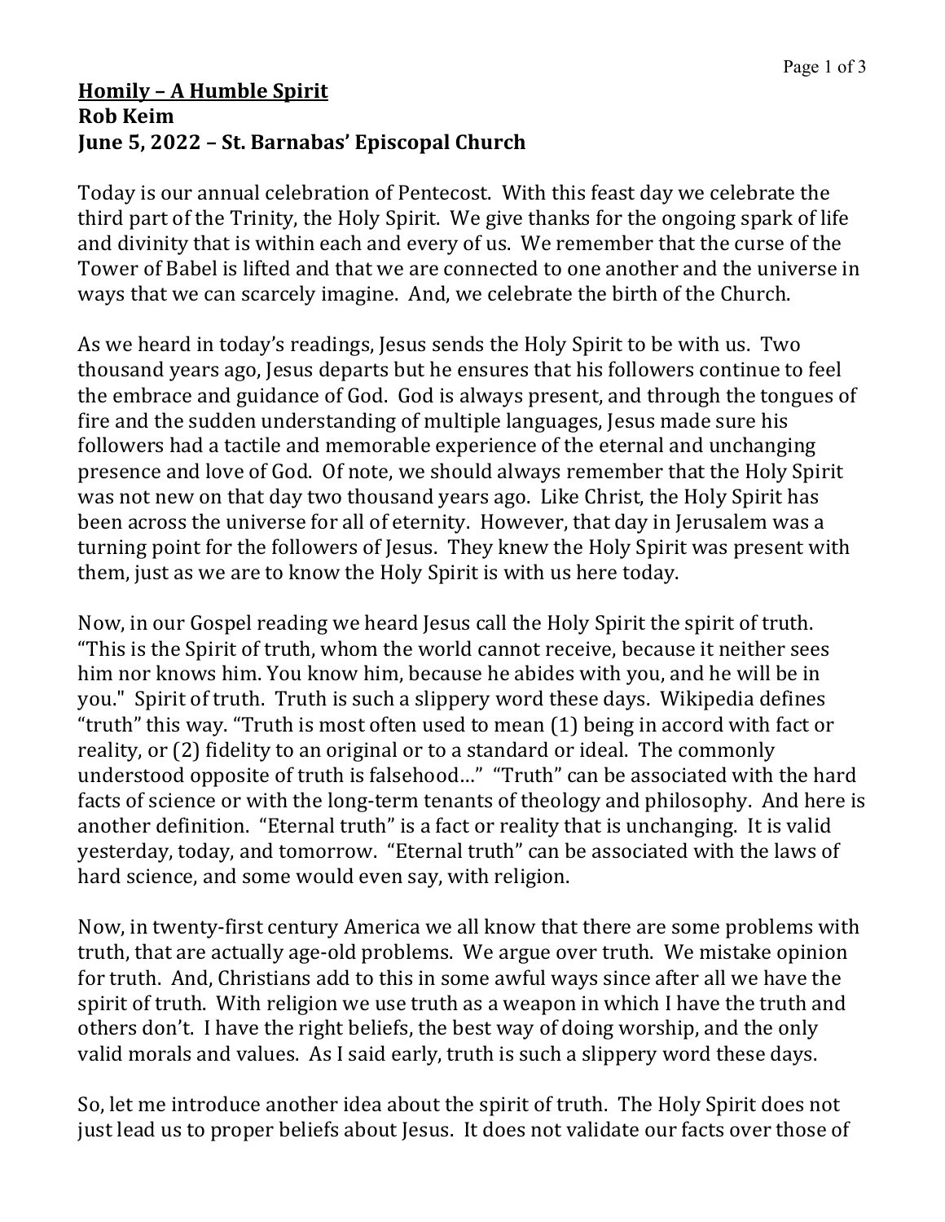**<u>Homily – A Humble Spirit</u>**
**Rob Keim**
**June 5, 2022 – St. Barnabas' Episcopal Church**

Today is our annual celebration of Pentecost. With this feast day we celebrate the third part of the Trinity, the Holy Spirit. We give thanks for the ongoing spark of life and divinity that is within each and every of us. We remember that the curse of the Tower of Babel is lifted and that we are connected to one another and the universe in ways that we can scarcely imagine. And, we celebrate the birth of the Church.

As we heard in today's readings, Jesus sends the Holy Spirit to be with us. Two thousand years ago, Jesus but he ensures that his followers continue to feel the embrace and guidance of God. God is always present, and through the tongues of fire and the sudden understanding of multiple languages, Jesus made sure his followers had a tactile and memorable experience of the eternal and unchanging presence and love of God. Of note, we should always remember that the Holy Spirit was not new on that day two thousand years ago. Like Christ, the Holy Spirit has been across the universe for all of eternity. However, that day in Jerusalem was a turning point for the followers of Jesus. They knew the Holy Spirit was present with them, just as we are to know the Holy Spirit is with us here today.

Now, in our Gospel reading we heard Jesus call the Holy Spirit the spirit of truth. "This is the Spirit of truth, whom the world cannot receive, because it neither sees him nor knows him. You know him, because he abides with you, and he will be in you." Spirit of truth. Truth is such a slippery word these days. Wikipedia defines "truth" this way. "Truth is most often used to mean (1) being in accord with fact or reality, or (2) fidelity to an original or to a standard or ideal. The commonly understood opposite of truth is falsehood…" "Truth" can be associated with the hard facts of science or with the long-term tenants of theology and philosophy. And here is another definition. "Eternal truth" is a fact or reality that is unchanging. It is valid yesterday, today, and tomorrow. "Eternal truth" can be associated with the laws of hard science, and some would even say, with religion.

Now, in twenty-first century America we all know that there are some problems with truth, that are actually age-old problems. We argue over truth. We mistake opinion for truth. And, Christians add to this in some awful ways since after all we have the spirit of truth. With religion we use truth as a weapon in which I have the truth and others don't. I have the right beliefs, the best way of doing worship, and the only valid morals and values. As I said early, truth is such a slippery word these days.

So, let me introduce another idea about the spirit of truth. The Holy Spirit does not just lead us to proper beliefs about Jesus. It does not validate our facts over those of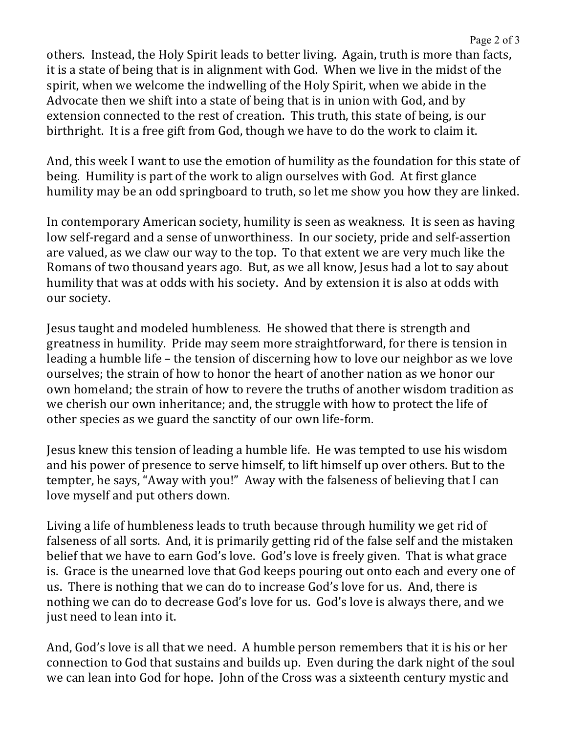others. Instead, the Holy Spirit leads to better living. Again, truth is more than facts, it is a state of being that is in alignment with God. When we live in the midst of the spirit, when we welcome the indwelling of the Holy Spirit, when we abide in the Advocate then we shift into a state of being that is in union with God, and by extension connected to the rest of creation. This truth, this state of being, is our birthright. It is a free gift from God, though we have to do the work to claim it.

And, this week I want to use the emotion of humility as the foundation for this state of being. Humility is part of the work to align ourselves with God. At first glance humility may be an odd springboard to truth, so let me show you how they are linked.

In contemporary American society, humility is seen as weakness. It is seen as having low self-regard and a sense of unworthiness. In our society, pride and self-assertion are valued, as we claw our way to the top. To that extent we are very much like the Romans of two thousand years ago. But, as we all know, Jesus had a lot to say about humility that was at odds with his society. And by extension it is also at odds with our society.

Jesus taught and modeled humbleness. He showed that there is strength and greatness in humility. Pride may seem more straightforward, for there is tension in leading a humble life – the tension of discerning how to love our neighbor as we love ourselves; the strain of how to honor the heart of another nation as we honor our own homeland; the strain of how to revere the truths of another wisdom tradition as we cherish our own inheritance; and, the struggle with how to protect the life of other species as we guard the sanctity of our own life-form.

Jesus knew this tension of leading a humble life. He was tempted to use his wisdom and his power of presence to serve himself, to lift himself up over others. But to the tempter, he says, "Away with you!" Away with the falseness of believing that I can love myself and put others down.

Living a life of humbleness leads to truth because through humility we get rid of falseness of all sorts. And, it is primarily getting rid of the false self and the mistaken belief that we have to earn God's love. God's love is freely given. That is what grace is. Grace is the unearned love that God keeps pouring out onto each and every one of us. There is nothing that we can do to increase God's love for us. And, there is nothing we can do to decrease God's love for us. God's love is always there, and we just need to lean into it.

And, God's love is all that we need. A humble person remembers that it is his or her connection to God that sustains and builds up. Even during the dark night of the soul we can lean into God for hope. John of the Cross was a sixteenth century mystic and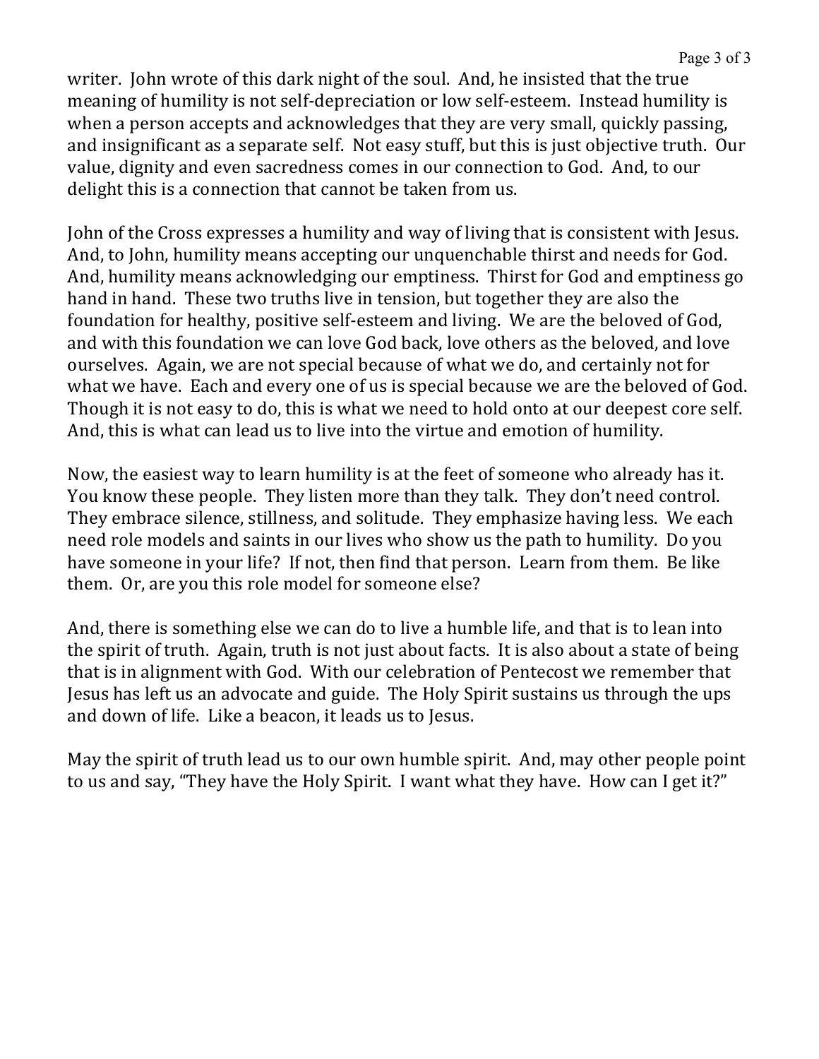writer. John wrote of this dark night of the soul. And, he insisted that the true meaning of humility is not self-depreciation or low self-esteem. Instead humility is when a person accepts and acknowledges that they are very small, quickly passing, and insignificant as a separate self. Not easy stuff, but this is just objective truth. Our value, dignity and even sacredness comes in our connection to God. And, to our delight this is a connection that cannot be taken from us.

John of the Cross expresses a humility and way of living that is consistent with Jesus. And, to John, humility means accepting our unquenchable thirst and needs for God. And, humility means acknowledging our emptiness. Thirst for God and emptiness go hand in hand. These two truths live in tension, but together they are also the foundation for healthy, positive self-esteem and living. We are the beloved of God, and with this foundation we can love God back, love others as the beloved, and love ourselves. Again, we are not special because of what we do, and certainly not for what we have. Each and every one of us is special because we are the beloved of God. Though it is not easy to do, this is what we need to hold onto at our deepest core self. And, this is what can lead us to live into the virtue and emotion of humility.

Now, the easiest way to learn humility is at the feet of someone who already has it. You know these people. They listen more than they talk. They don't need control. They embrace silence, stillness, and solitude. They emphasize having less. We each need role models and saints in our lives who show us the path to humility. Do you have someone in your life? If not, then find that person. Learn from them. Be like them. Or, are you this role model for someone else?

And, there is something else we can do to live a humble life, and that is to lean into the spirit of truth. Again, truth is not just about facts. It is also about a state of being that is in alignment with God. With our celebration of Pentecost we remember that Jesus has left us an advocate and guide. The Holy Spirit sustains us through the ups and down of life. Like a beacon, it leads us to Jesus.

May the spirit of truth lead us to our own humble spirit. And, may other people point to us and say, "They have the Holy Spirit. I want what they have. How can I get it?"